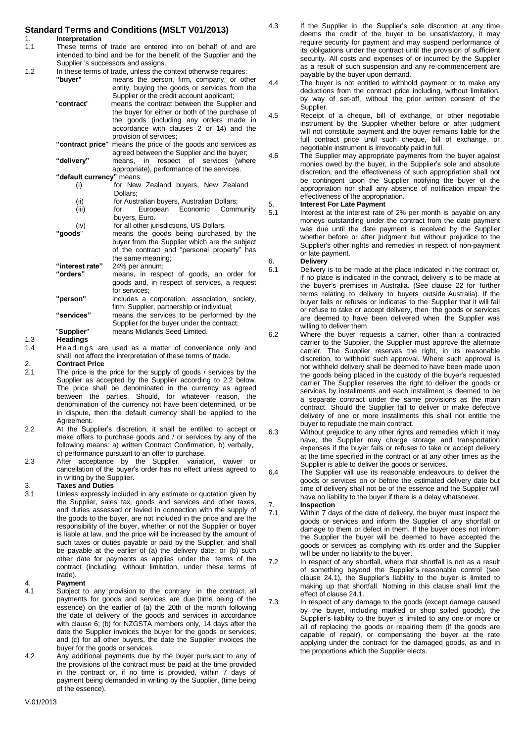## Standard Terms and Conditions (MSLT V01/2013)

### 1. Interpretation

1.1 These terms of trade are entered into on behalf of and are intended to bind and be for the benefit of the Supplier and the Supplier 's successors and assigns.

1.2 In these terms of trade, unless the context otherwise requires:

**"buyer"** means the person, firm, company, or other entity, buying the goods or services from the Supplier or the credit account applicant;

"**contract**" means the contract between the Supplier and the buyer for either or both of the purchase of the goods (including any orders made in accordance with clauses 2 or 14) and the provision of services;

**"contract price**" means the price of the goods and services as agreed between the Supplier and the buyer;

**"delivery"** means, in respect of services (where appropriate), performance of the services.

**"default currency"** means:

(i) for New Zealand buyers, New Zealand Dollars;

(ii) for Australian buyers, Australian Dollars;

(iii) for European Economic Community buyers, Euro.

(iv) for all other jurisdictions, US Dollars.

**"goods**" means the goods being purchased by the buyer from the Supplier which are the subject of the contract and "personal property" has the same meaning;

**"interest rate"** 24% per annum;

**"orders"** means, in respect of goods, an order for goods and, in respect of services, a request for services;

**"person"** includes a corporation, association, society, firm, Supplier, partnership or individual;

**"services"** means the services to be performed by the Supplier for the buyer under the contract;

"**Supplier**" means Midlands Seed Limited.

1.3 **Headings**

1.4 Headings are used as a matter of convenience only and shall not affect the interpretation of these terms of trade.

### 2. Contract Price

2.1 The price is the price for the supply of goods / services by the Supplier as accepted by the Supplier according to 2.2 below. The price shall be denominated in the currency as agreed between the parties. Should, for whatever reason, the denomination of the currency not have been determined, or be in dispute, then the default currency shall be applied to the Agreement.

2.2 At the Supplier's discretion, it shall be entitled to accept or make offers to purchase goods and / or services by any of the following means: a) written Contract Confirmation, b) verbally, c) performance pursuant to an offer to purchase.

2.3 After acceptance by the Supplier, variation, waiver or cancellation of the buyer's order has no effect unless agreed to in writing by the Supplier.

### 3. Taxes and Duties

3.1 Unless expressly included in any estimate or quotation given by the Supplier, sales tax, goods and services and other taxes, and duties assessed or levied in connection with the supply of the goods to the buyer, are not included in the price and are the responsibility of the buyer, whether or not the Supplier or buyer is liable at law, and the price will be increased by the amount of such taxes or duties payable or paid by the Supplier, and shall be payable at the earlier of (a) the delivery date; or (b) such other date for payments as applies under the terms of the contract (including, without limitation, under these terms of trade).

### 4. Payment

4.1 Subject to any provision to the contrary in the contract, all payments for goods and services are due (time being of the essence) on the earlier of (a) the 20th of the month following the date of delivery of the goods and services in accordance with clause 6; (b) for NZGSTA members only, 14 days after the date the Supplier invoices the buyer for the goods or services; and (c) for all other buyers, the date the Supplier invoices the buyer for the goods or services.

4.2 Any additional payments due by the buyer pursuant to any of the provisions of the contract must be paid at the time provided in the contract or, if no time is provided, within 7 days of payment being demanded in writing by the Supplier, (time being of the essence).

4.3 If the Supplier in the Supplier's sole discretion at any time deems the credit of the buyer to be unsatisfactory, it may require security for payment and may suspend performance of its obligations under the contract until the provision of sufficient security. All costs and expenses of or incurred by the Supplier as a result of such suspension and any re-commencement are payable by the buyer upon demand.

4.4 The buyer is not entitled to withhold payment or to make any deductions from the contract price including, without limitation, by way of set-off, without the prior written consent of the Supplier.

4.5 Receipt of a cheque, bill of exchange, or other negotiable instrument by the Supplier whether before or after judgment will not constitute payment and the buyer remains liable for the full contract price until such cheque, bill of exchange, or negotiable instrument is irrevocably paid in full.

4.6 The Supplier may appropriate payments from the buyer against monies owed by the buyer, in the Supplier's sole and absolute discretion, and the effectiveness of such appropriation shall not be contingent upon the Supplier notifying the buyer of the appropriation nor shall any absence of notification impair the effectiveness of the appropriation.

### 5. Interest For Late Payment

5.1 Interest at the interest rate of 2% per month is payable on any moneys outstanding under the contract from the date payment was due until the date payment is received by the Supplier whether before or after judgment but without prejudice to the Supplier's other rights and remedies in respect of non-payment or late payment.

### 6. Delivery

6.1 Delivery is to be made at the place indicated in the contract or, if no place is indicated in the contract, delivery is to be made at the buyer's premises in Australia. (See clause 22 for further terms relating to delivery to buyers outside Australia). If the buyer fails or refuses or indicates to the Supplier that it will fail or refuse to take or accept delivery, then the goods or services are deemed to have been delivered when the Supplier was willing to deliver them.

6.2 Where the buyer requests a carrier, other than a contracted carrier to the Supplier, the Supplier must approve the alternate carrier. The Supplier reserves the right, in its reasonable discretion, to withhold such approval. Where such approval is not withheld delivery shall be deemed to have been made upon the goods being placed in the custody of the buyer's requested carrier The Supplier reserves the right to deliver the goods or services by installments and each installment is deemed to be a separate contract under the same provisions as the main contract. Should the Supplier fail to deliver or make defective delivery of one or more installments this shall not entitle the buyer to repudiate the main contract.

6.3 Without prejudice to any other rights and remedies which it may have, the Supplier may charge storage and transportation expenses if the buyer fails or refuses to take or accept delivery at the time specified in the contract or at any other times as the Supplier is able to deliver the goods or services.

6.4 The Supplier will use its reasonable endeavours to deliver the goods or services on or before the estimated delivery date but time of delivery shall not be of the essence and the Supplier will have no liability to the buyer if there is a delay whatsoever.

### 7. Inspection

7.1 Within 7 days of the date of delivery, the buyer must inspect the goods or services and inform the Supplier of any shortfall or damage to them or defect in them. If the buyer does not inform the Supplier the buyer will be deemed to have accepted the goods or services as complying with its order and the Supplier will be under no liability to the buyer.

7.2 In respect of any shortfall, where that shortfall is not as a result of something beyond the Supplier's reasonable control (see clause 24.1), the Supplier's liability to the buyer is limited to making up that shortfall. Nothing in this clause shall limit the effect of clause 24.1.

7.3 In respect of any damage to the goods (except damage caused by the buyer, including marked or shop soiled goods), the Supplier's liability to the buyer is limited to any one or more or all of replacing the goods or repairing them (if the goods are capable of repair), or compensating the buyer at the rate applying under the contract for the damaged goods, as and in the proportions which the Supplier elects.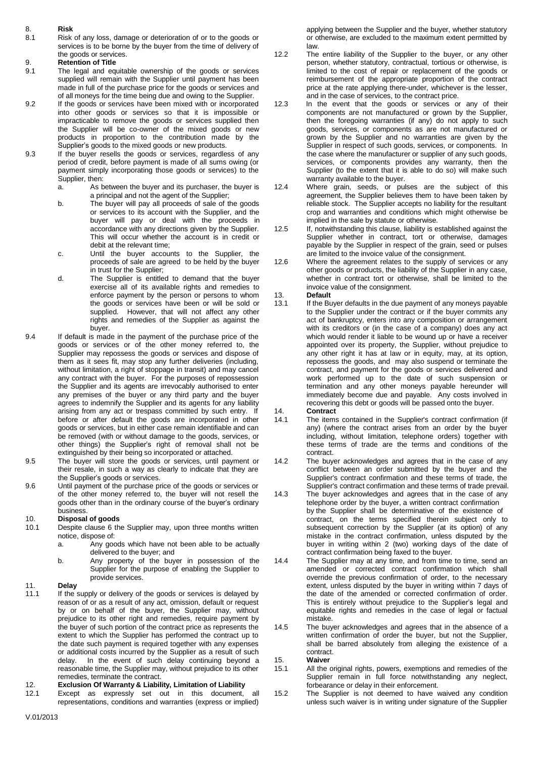## 8. Risk

8.1 Risk of any loss, damage or deterioration of or to the goods or services is to be borne by the buyer from the time of delivery of the goods or services.

## 9. Retention of Title

9.1 The legal and equitable ownership of the goods or services supplied will remain with the Supplier until payment has been made in full of the purchase price for the goods or services and of all moneys for the time being due and owing to the Supplier.

9.2 If the goods or services have been mixed with or incorporated into other goods or services so that it is impossible or impracticable to remove the goods or services supplied then the Supplier will be co-owner of the mixed goods or new products in proportion to the contribution made by the Supplier's goods to the mixed goods or new products.

9.3 If the buyer resells the goods or services, regardless of any period of credit, before payment is made of all sums owing (or payment simply incorporating those goods or services) to the Supplier, then:

- a. As between the buyer and its purchaser, the buyer is a principal and not the agent of the Supplier;
- b. The buyer will pay all proceeds of sale of the goods or services to its account with the Supplier, and the buyer will pay or deal with the proceeds in accordance with any directions given by the Supplier. This will occur whether the account is in credit or debit at the relevant time;
- c. Until the buyer accounts to the Supplier, the proceeds of sale are agreed to be held by the buyer in trust for the Supplier;
- d. The Supplier is entitled to demand that the buyer exercise all of its available rights and remedies to enforce payment by the person or persons to whom the goods or services have been or will be sold or supplied. However, that will not affect any other rights and remedies of the Supplier as against the buyer.

9.4 If default is made in the payment of the purchase price of the goods or services or of the other money referred to, the Supplier may repossess the goods or services and dispose of them as it sees fit, may stop any further deliveries (including, without limitation, a right of stoppage in transit) and may cancel any contract with the buyer. For the purposes of repossession the Supplier and its agents are irrevocably authorised to enter any premises of the buyer or any third party and the buyer agrees to indemnify the Supplier and its agents for any liability arising from any act or trespass committed by such entry. If before or after default the goods are incorporated in other goods or services, but in either case remain identifiable and can be removed (with or without damage to the goods, services, or other things) the Supplier's right of removal shall not be extinguished by their being so incorporated or attached.

9.5 The buyer will store the goods or services, until payment or their resale, in such a way as clearly to indicate that they are the Supplier's goods or services.

9.6 Until payment of the purchase price of the goods or services or of the other money referred to, the buyer will not resell the goods other than in the ordinary course of the buyer's ordinary business.

## 10. Disposal of goods

10.1 Despite clause 6 the Supplier may, upon three months written notice, dispose of:

- a. Any goods which have not been able to be actually delivered to the buyer; and
- b. Any property of the buyer in possession of the Supplier for the purpose of enabling the Supplier to provide services.

## 11. Delay

11.1 If the supply or delivery of the goods or services is delayed by reason of or as a result of any act, omission, default or request by or on behalf of the buyer, the Supplier may, without prejudice to its other right and remedies, require payment by the buyer of such portion of the contract price as represents the extent to which the Supplier has performed the contract up to the date such payment is required together with any expenses or additional costs incurred by the Supplier as a result of such delay. In the event of such delay continuing beyond a reasonable time, the Supplier may, without prejudice to its other remedies, terminate the contract.

## 12. Exclusion Of Warranty & Liability, Limitation of Liability

12.1 Except as expressly set out in this document, all representations, conditions and warranties (express or implied) applying between the Supplier and the buyer, whether statutory or otherwise, are excluded to the maximum extent permitted by law.

12.2 The entire liability of the Supplier to the buyer, or any other person, whether statutory, contractual, tortious or otherwise, is limited to the cost of repair or replacement of the goods or reimbursement of the appropriate proportion of the contract price at the rate applying there-under, whichever is the lesser, and in the case of services, to the contract price.

12.3 In the event that the goods or services or any of their components are not manufactured or grown by the Supplier, then the foregoing warranties (if any) do not apply to such goods, services, or components as are not manufactured or grown by the Supplier and no warranties are given by the Supplier in respect of such goods, services, or components. In the case where the manufacturer or supplier of any such goods, services, or components provides any warranty, then the Supplier (to the extent that it is able to do so) will make such warranty available to the buyer.

12.4 Where grain, seeds, or pulses are the subject of this agreement, the Supplier believes them to have been taken by reliable stock. The Supplier accepts no liability for the resultant crop and warranties and conditions which might otherwise be implied in the sale by statute or otherwise.

12.5 If, notwithstanding this clause, liability is established against the Supplier whether in contract, tort or otherwise, damages payable by the Supplier in respect of the grain, seed or pulses are limited to the invoice value of the consignment.

12.6 Where the agreement relates to the supply of services or any other goods or products, the liability of the Supplier in any case, whether in contract tort or otherwise, shall be limited to the invoice value of the consignment.

## 13. Default

13.1 If the Buyer defaults in the due payment of any moneys payable to the Supplier under the contract or if the buyer commits any act of bankruptcy, enters into any composition or arrangement with its creditors or (in the case of a company) does any act which would render it liable to be wound up or have a receiver appointed over its property, the Supplier, without prejudice to any other right it has at law or in equity, may, at its option, repossess the goods, and may also suspend or terminate the contract, and payment for the goods or services delivered and work performed up to the date of such suspension or termination and any other moneys payable hereunder will immediately become due and payable. Any costs involved in recovering this debt or goods will be passed onto the buyer.

## 14. Contract

14.1 The items contained in the Supplier's contract confirmation (if any) (where the contract arises from an order by the buyer including, without limitation, telephone orders) together with these terms of trade are the terms and conditions of the contract.

14.2 The buyer acknowledges and agrees that in the case of any conflict between an order submitted by the buyer and the Supplier's contract confirmation and these terms of trade, the Supplier's contract confirmation and these terms of trade prevail.

14.3 The buyer acknowledges and agrees that in the case of any telephone order by the buyer, a written contract confirmation by the Supplier shall be determinative of the existence of contract, on the terms specified therein subject only to subsequent correction by the Supplier (at its option) of any mistake in the contract confirmation, unless disputed by the buyer in writing within 2 (two) working days of the date of contract confirmation being faxed to the buyer.

14.4 The Supplier may at any time, and from time to time, send an amended or corrected contract confirmation which shall override the previous confirmation of order, to the necessary extent, unless disputed by the buyer in writing within 7 days of the date of the amended or corrected confirmation of order. This is entirely without prejudice to the Supplier's legal and equitable rights and remedies in the case of legal or factual mistake.

14.5 The buyer acknowledges and agrees that in the absence of a written confirmation of order the buyer, but not the Supplier, shall be barred absolutely from alleging the existence of a contract.

## 15. Waiver

15.1 All the original rights, powers, exemptions and remedies of the Supplier remain in full force notwithstanding any neglect, forbearance or delay in their enforcement.

15.2 The Supplier is not deemed to have waived any condition unless such waiver is in writing under signature of the Supplier

V.01/2013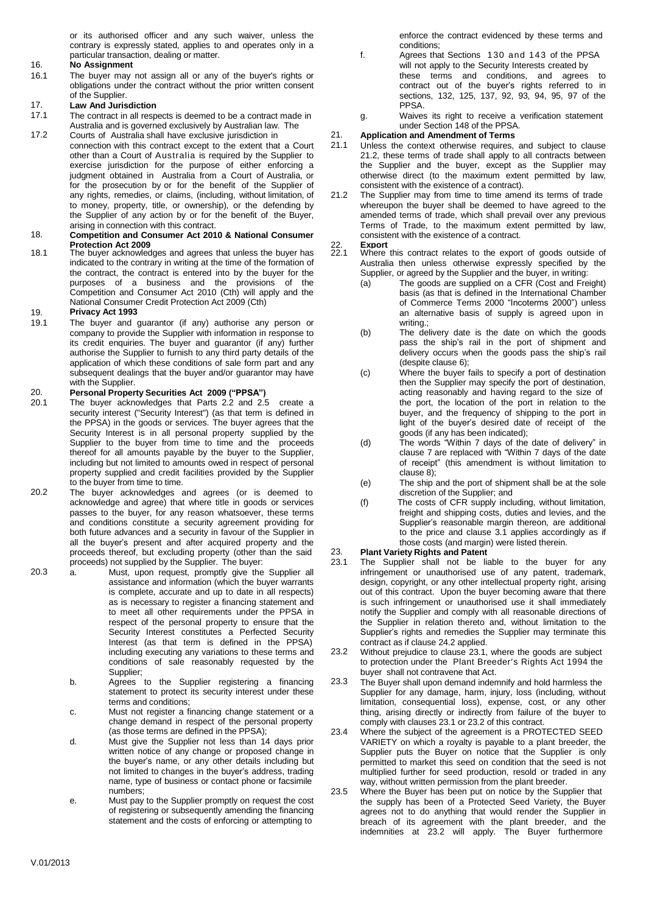or its authorised officer and any such waiver, unless the contrary is expressly stated, applies to and operates only in a particular transaction, dealing or matter.

**16. No Assignment**

16.1 The buyer may not assign all or any of the buyer's rights or obligations under the contract without the prior written consent of the Supplier.

**17. Law And Jurisdiction**

17.1 The contract in all respects is deemed to be a contract made in Australia and is governed exclusively by Australian law. The

17.2 Courts of Australia shall have exclusive jurisdiction in connection with this contract except to the extent that a Court other than a Court of Australia is required by the Supplier to exercise jurisdiction for the purpose of either enforcing a judgment obtained in Australia from a Court of Australia, or for the prosecution by or for the benefit of the Supplier of any rights, remedies, or claims, (including, without limitation, of to money, property, title, or ownership), or the defending by the Supplier of any action by or for the benefit of the Buyer, arising in connection with this contract.

**18. Competition and Consumer Act 2010 & National Consumer Protection Act 2009**

18.1 The buyer acknowledges and agrees that unless the buyer has indicated to the contrary in writing at the time of the formation of the contract, the contract is entered into by the buyer for the purposes of a business and the provisions of the Competition and Consumer Act 2010 (Cth) will apply and the National Consumer Credit Protection Act 2009 (Cth)

**19. Privacy Act 1993**

19.1 The buyer and guarantor (if any) authorise any person or company to provide the Supplier with information in response to its credit enquiries. The buyer and guarantor (if any) further authorise the Supplier to furnish to any third party details of the application of which these conditions of sale form part and any subsequent dealings that the buyer and/or guarantor may have with the Supplier.

**20. Personal Property Securities Act 2009 ("PPSA")**

20.1 The buyer acknowledges that Parts 2.2 and 2.5 create a security interest ("Security Interest") (as that term is defined in the PPSA) in the goods or services. The buyer agrees that the Security Interest is in all personal property supplied by the Supplier to the buyer from time to time and the proceeds thereof for all amounts payable by the buyer to the Supplier, including but not limited to amounts owed in respect of personal property supplied and credit facilities provided by the Supplier to the buyer from time to time.

20.2 The buyer acknowledges and agrees (or is deemed to acknowledge and agree) that where title in goods or services passes to the buyer, for any reason whatsoever, these terms and conditions constitute a security agreement providing for both future advances and a security in favour of the Supplier in all the buyer's present and after acquired property and the proceeds thereof, but excluding property (other than the said proceeds) not supplied by the Supplier. The buyer:

20.3
- a. Must, upon request, promptly give the Supplier all assistance and information (which the buyer warrants is complete, accurate and up to date in all respects) as is necessary to register a financing statement and to meet all other requirements under the PPSA in respect of the personal property to ensure that the Security Interest constitutes a Perfected Security Interest (as that term is defined in the PPSA) including executing any variations to these terms and conditions of sale reasonably requested by the Supplier;
- b. Agrees to the Supplier registering a financing statement to protect its security interest under these terms and conditions;
- c. Must not register a financing change statement or a change demand in respect of the personal property (as those terms are defined in the PPSA);
- d. Must give the Supplier not less than 14 days prior written notice of any change or proposed change in the buyer's name, or any other details including but not limited to changes in the buyer's address, trading name, type of business or contact phone or facsimile numbers;
- e. Must pay to the Supplier promptly on request the cost of registering or subsequently amending the financing statement and the costs of enforcing or attempting to enforce the contract evidenced by these terms and conditions;
- f. Agrees that Sections 130 and 143 of the PPSA will not apply to the Security Interests created by these terms and conditions, and agrees to contract out of the buyer's rights referred to in sections, 132, 125, 137, 92, 93, 94, 95, 97 of the PPSA.
- g. Waives its right to receive a verification statement under Section 148 of the PPSA.

**21. Application and Amendment of Terms**

21.1 Unless the context otherwise requires, and subject to clause 21.2, these terms of trade shall apply to all contracts between the Supplier and the buyer, except as the Supplier may otherwise direct (to the maximum extent permitted by law, consistent with the existence of a contract).

21.2 The Supplier may from time to time amend its terms of trade whereupon the buyer shall be deemed to have agreed to the amended terms of trade, which shall prevail over any previous Terms of Trade, to the maximum extent permitted by law, consistent with the existence of a contract.

**22. Export**

22.1 Where this contract relates to the export of goods outside of Australia then unless otherwise expressly specified by the Supplier, or agreed by the Supplier and the buyer, in writing:
- (a) The goods are supplied on a CFR (Cost and Freight) basis (as that is defined in the International Chamber of Commerce Terms 2000 "Incoterms 2000") unless an alternative basis of supply is agreed upon in writing.;
- (b) The delivery date is the date on which the goods pass the ship's rail in the port of shipment and delivery occurs when the goods pass the ship's rail (despite clause 6);
- (c) Where the buyer fails to specify a port of destination then the Supplier may specify the port of destination, acting reasonably and having regard to the size of the port, the location of the port in relation to the buyer, and the frequency of shipping to the port in light of the buyer's desired date of receipt of the goods (if any has been indicated);
- (d) The words "Within 7 days of the date of delivery" in clause 7 are replaced with "Within 7 days of the date of receipt" (this amendment is without limitation to clause 8);
- (e) The ship and the port of shipment shall be at the sole discretion of the Supplier; and
- (f) The costs of CFR supply including, without limitation, freight and shipping costs, duties and levies, and the Supplier's reasonable margin thereon, are additional to the price and clause 3.1 applies accordingly as if those costs (and margin) were listed therein.

**23. Plant Variety Rights and Patent**

23.1 The Supplier shall not be liable to the buyer for any infringement or unauthorised use of any patent, trademark, design, copyright, or any other intellectual property right, arising out of this contract. Upon the buyer becoming aware that there is such infringement or unauthorised use it shall immediately notify the Supplier and comply with all reasonable directions of the Supplier in relation thereto and, without limitation to the Supplier's rights and remedies the Supplier may terminate this contract as if clause 24.2 applied.

23.2 Without prejudice to clause 23.1, where the goods are subject to protection under the Plant Breeder's Rights Act 1994 the buyer shall not contravene that Act.

23.3 The Buyer shall upon demand indemnify and hold harmless the Supplier for any damage, harm, injury, loss (including, without limitation, consequential loss), expense, cost, or any other thing, arising directly or indirectly from failure of the buyer to comply with clauses 23.1 or 23.2 of this contract.

23.4 Where the subject of the agreement is a PROTECTED SEED VARIETY on which a royalty is payable to a plant breeder, the Supplier puts the Buyer on notice that the Supplier is only permitted to market this seed on condition that the seed is not multiplied further for seed production, resold or traded in any way, without written permission from the plant breeder.

23.5 Where the Buyer has been put on notice by the Supplier that the supply has been of a Protected Seed Variety, the Buyer agrees not to do anything that would render the Supplier in breach of its agreement with the plant breeder, and the indemnities at 23.2 will apply. The Buyer furthermore

V.01/2013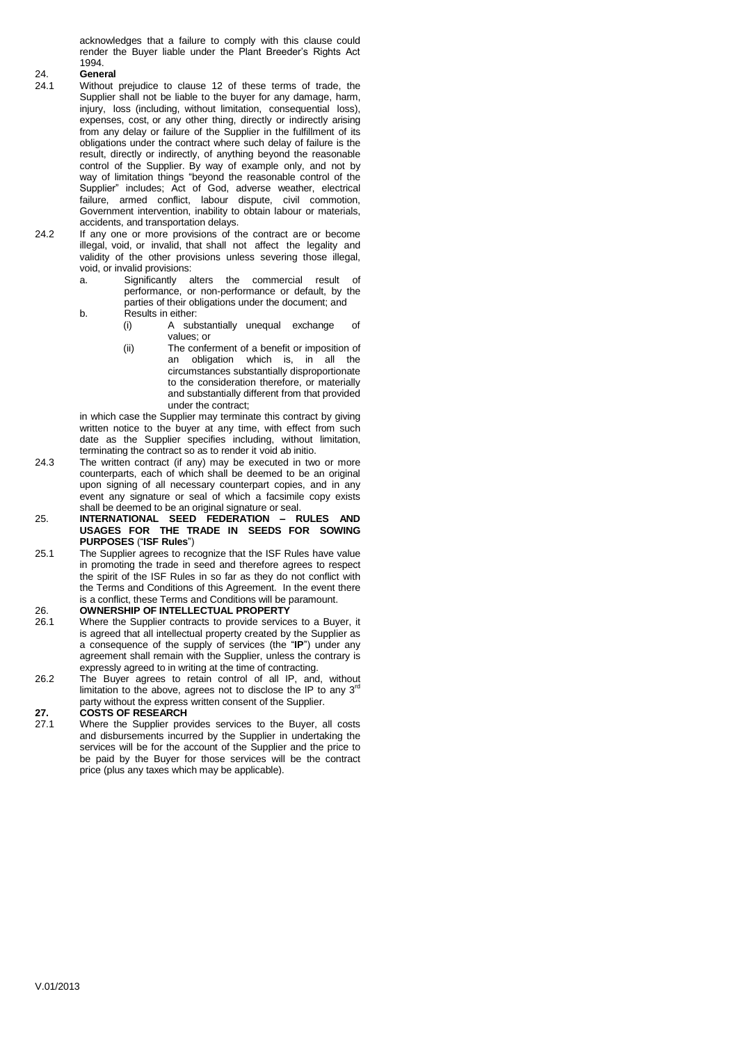acknowledges that a failure to comply with this clause could render the Buyer liable under the Plant Breeder's Rights Act 1994.

24. **General**

24.1 Without prejudice to clause 12 of these terms of trade, the Supplier shall not be liable to the buyer for any damage, harm, injury, loss (including, without limitation, consequential loss), expenses, cost, or any other thing, directly or indirectly arising from any delay or failure of the Supplier in the fulfillment of its obligations under the contract where such delay of failure is the result, directly or indirectly, of anything beyond the reasonable control of the Supplier. By way of example only, and not by way of limitation things "beyond the reasonable control of the Supplier" includes; Act of God, adverse weather, electrical failure, armed conflict, labour dispute, civil commotion, Government intervention, inability to obtain labour or materials, accidents, and transportation delays.

24.2 If any one or more provisions of the contract are or become illegal, void, or invalid, that shall not affect the legality and validity of the other provisions unless severing those illegal, void, or invalid provisions:

a. Significantly alters the commercial result of performance, or non-performance or default, by the parties of their obligations under the document; and

b. Results in either:

(i) A substantially unequal exchange of values; or

(ii) The conferment of a benefit or imposition of an obligation which is, in all the circumstances substantially disproportionate to the consideration therefore, or materially and substantially different from that provided under the contract;

in which case the Supplier may terminate this contract by giving written notice to the buyer at any time, with effect from such date as the Supplier specifies including, without limitation, terminating the contract so as to render it void ab initio.

24.3 The written contract (if any) may be executed in two or more counterparts, each of which shall be deemed to be an original upon signing of all necessary counterpart copies, and in any event any signature or seal of which a facsimile copy exists shall be deemed to be an original signature or seal.

25. **INTERNATIONAL SEED FEDERATION – RULES AND USAGES FOR THE TRADE IN SEEDS FOR SOWING PURPOSES** ("**ISF Rules**")

25.1 The Supplier agrees to recognize that the ISF Rules have value in promoting the trade in seed and therefore agrees to respect the spirit of the ISF Rules in so far as they do not conflict with the Terms and Conditions of this Agreement. In the event there is a conflict, these Terms and Conditions will be paramount.

26. **OWNERSHIP OF INTELLECTUAL PROPERTY**

26.1 Where the Supplier contracts to provide services to a Buyer, it is agreed that all intellectual property created by the Supplier as a consequence of the supply of services (the "**IP**") under any agreement shall remain with the Supplier, unless the contrary is expressly agreed to in writing at the time of contracting.

26.2 The Buyer agrees to retain control of all IP, and, without limitation to the above, agrees not to disclose the IP to any 3rd party without the express written consent of the Supplier.

**27. COSTS OF RESEARCH**

27.1 Where the Supplier provides services to the Buyer, all costs and disbursements incurred by the Supplier in undertaking the services will be for the account of the Supplier and the price to be paid by the Buyer for those services will be the contract price (plus any taxes which may be applicable).

V.01/2013